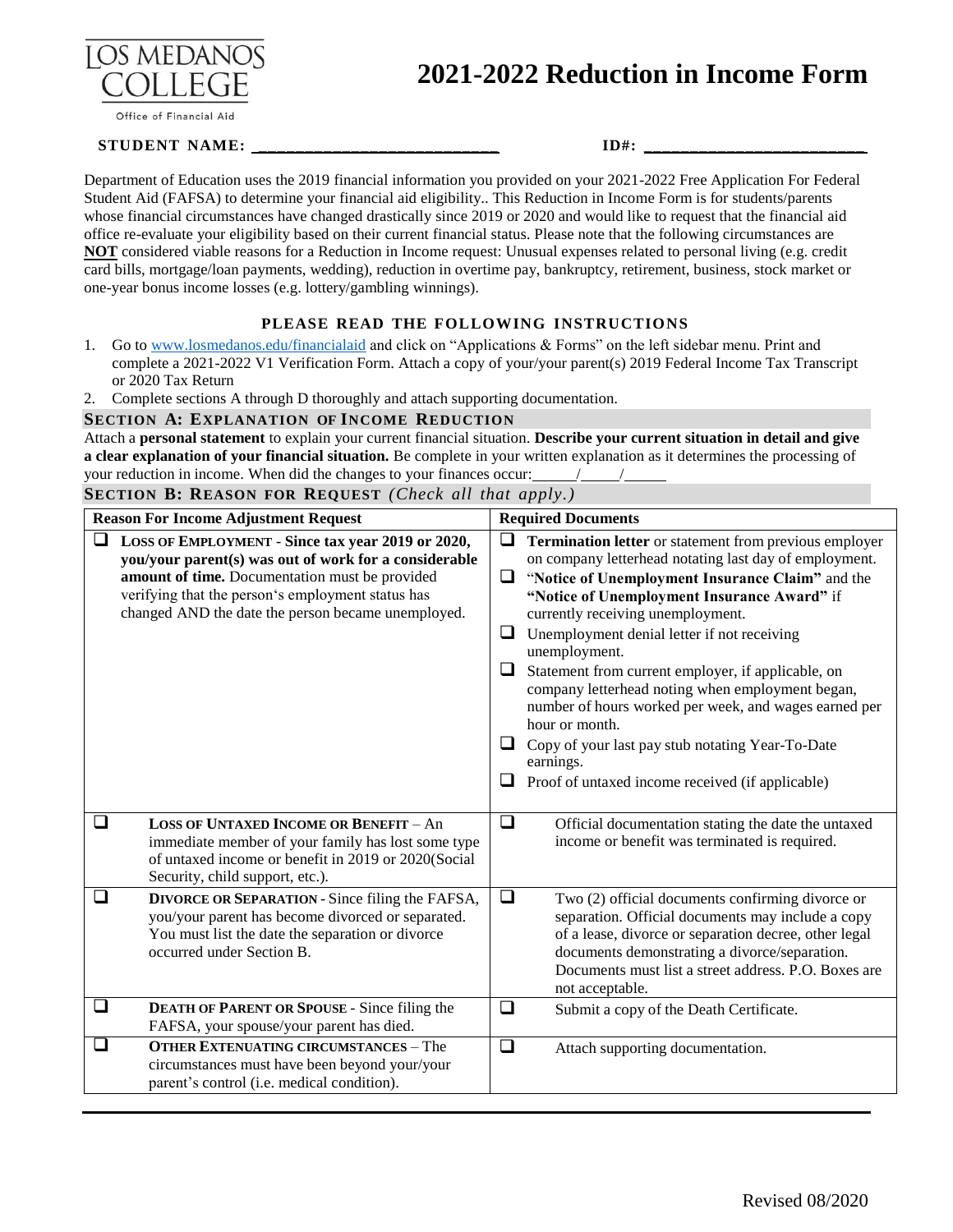LOS MEDANOS COLLEGE

Office of Financial Aid

# 2021-2022 Reduction in Income Form

**STUDENT NAME: ___________________________** **ID#: ________________________**

Department of Education uses the 2019 financial information you provided on your 2021-2022 Free Application For Federal Student Aid (FAFSA) to determine your financial aid eligibility.. This Reduction in Income Form is for students/parents whose financial circumstances have changed drastically since 2019 or 2020 and would like to request that the financial aid office re-evaluate your eligibility based on their current financial status. Please note that the following circumstances are **NOT** considered viable reasons for a Reduction in Income request: Unusual expenses related to personal living (e.g. credit card bills, mortgage/loan payments, wedding), reduction in overtime pay, bankruptcy, retirement, business, stock market or one-year bonus income losses (e.g. lottery/gambling winnings).

## PLEASE READ THE FOLLOWING INSTRUCTIONS

1. Go to www.losmedanos.edu/financialaid and click on "Applications & Forms" on the left sidebar menu. Print and complete a 2021-2022 V1 Verification Form. Attach a copy of your/your parent(s) 2019 Federal Income Tax Transcript or 2020 Tax Return
2. Complete sections A through D thoroughly and attach supporting documentation.

## SECTION A: EXPLANATION OF INCOME REDUCTION

Attach a **personal statement** to explain your current financial situation. **Describe your current situation in detail and give a clear explanation of your financial situation.** Be complete in your written explanation as it determines the processing of your reduction in income. When did the changes to your finances occur:_____/_____/_____

## SECTION B: REASON FOR REQUEST *(Check all that apply.)*

| Reason For Income Adjustment Request | Required Documents |
|---|---|
| ❑ **LOSS OF EMPLOYMENT - Since tax year 2019 or 2020, you/your parent(s) was out of work for a considerable amount of time.** Documentation must be provided verifying that the person's employment status has changed AND the date the person became unemployed. | ❑ **Termination letter** or statement from previous employer on company letterhead notating last day of employment.<br>❑ "**Notice of Unemployment Insurance Claim"** and the **"Notice of Unemployment Insurance Award"** if currently receiving unemployment.<br>❑ Unemployment denial letter if not receiving unemployment.<br>❑ Statement from current employer, if applicable, on company letterhead noting when employment began, number of hours worked per week, and wages earned per hour or month.<br>❑ Copy of your last pay stub notating Year-To-Date earnings.<br>❑ Proof of untaxed income received (if applicable) |
| ❑ **LOSS OF UNTAXED INCOME OR BENEFIT** – An immediate member of your family has lost some type of untaxed income or benefit in 2019 or 2020(Social Security, child support, etc.). | ❑ Official documentation stating the date the untaxed income or benefit was terminated is required. |
| ❑ **DIVORCE OR SEPARATION** - Since filing the FAFSA, you/your parent has become divorced or separated. You must list the date the separation or divorce occurred under Section B. | ❑ Two (2) official documents confirming divorce or separation. Official documents may include a copy of a lease, divorce or separation decree, other legal documents demonstrating a divorce/separation. Documents must list a street address. P.O. Boxes are not acceptable. |
| ❑ **DEATH OF PARENT OR SPOUSE** - Since filing the FAFSA, your spouse/your parent has died. | ❑ Submit a copy of the Death Certificate. |
| ❑ **OTHER EXTENUATING CIRCUMSTANCES** – The circumstances must have been beyond your/your parent's control (i.e. medical condition). | ❑ Attach supporting documentation. |

Revised 08/2020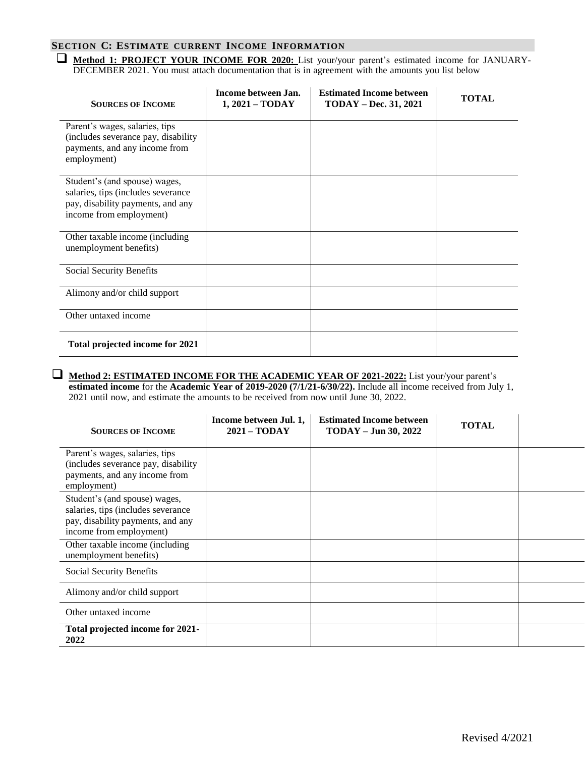## SECTION C: ESTIMATE CURRENT INCOME INFORMATION

☐ **Method 1: PROJECT YOUR INCOME FOR 2020:** List your/your parent's estimated income for JANUARY-DECEMBER 2021. You must attach documentation that is in agreement with the amounts you list below

| SOURCES OF INCOME | Income between Jan. 1, 2021 – TODAY | Estimated Income between TODAY – Dec. 31, 2021 | TOTAL |
|---|---|---|---|
| Parent's wages, salaries, tips (includes severance pay, disability payments, and any income from employment) | | | |
| Student's (and spouse) wages, salaries, tips (includes severance pay, disability payments, and any income from employment) | | | |
| Other taxable income (including unemployment benefits) | | | |
| Social Security Benefits | | | |
| Alimony and/or child support | | | |
| Other untaxed income | | | |
| **Total projected income for 2021** | | | |

☐ **Method 2: ESTIMATED INCOME FOR THE ACADEMIC YEAR OF 2021-2022:** List your/your parent's **estimated income** for the **Academic Year of 2019-2020 (7/1/21-6/30/22).** Include all income received from July 1, 2021 until now, and estimate the amounts to be received from now until June 30, 2022.

| SOURCES OF INCOME | Income between Jul. 1, 2021 – TODAY | Estimated Income between TODAY – Jun 30, 2022 | TOTAL | |
|---|---|---|---|---|
| Parent's wages, salaries, tips (includes severance pay, disability payments, and any income from employment) | | | | |
| Student's (and spouse) wages, salaries, tips (includes severance pay, disability payments, and any income from employment) | | | | |
| Other taxable income (including unemployment benefits) | | | | |
| Social Security Benefits | | | | |
| Alimony and/or child support | | | | |
| Other untaxed income | | | | |
| **Total projected income for 2021-2022** | | | | |

Revised 4/2021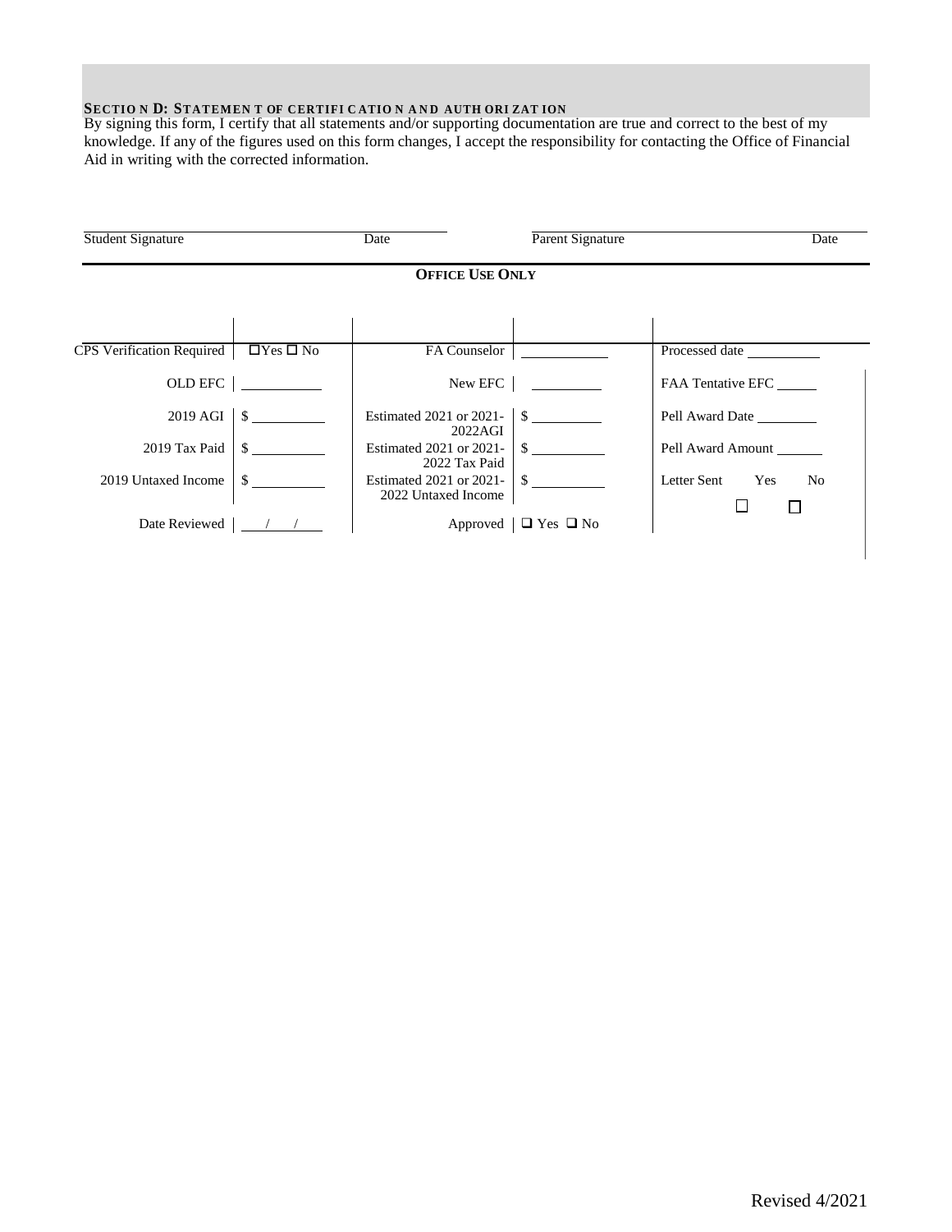## SECTION D: STATEMENT OF CERTIFICATION AND AUTHORIZATION

By signing this form, I certify that all statements and/or supporting documentation are true and correct to the best of my knowledge. If any of the figures used on this form changes, I accept the responsibility for contacting the Office of Financial Aid in writing with the corrected information.

Student Signature ____________________ Date ____________ Parent Signature ____________________ Date ____________

**OFFICE USE ONLY**

| | | | | |
|---|---|---|---|---|
| CPS Verification Required | ☐Yes ☐ No | FA Counselor | ____________ | Processed date __________ |
| OLD EFC | ____________ | New EFC | __________ | FAA Tentative EFC ______ |
| 2019 AGI | $ __________ | Estimated 2021 or 2021-2022AGI | $ __________ | Pell Award Date ________ |
| 2019 Tax Paid | $ __________ | Estimated 2021 or 2021-2022 Tax Paid | $ __________ | Pell Award Amount ______ |
| 2019 Untaxed Income | $ __________ | Estimated 2021 or 2021-2022 Untaxed Income | $ __________ | Letter Sent Yes ☐ No ☐ |
| Date Reviewed | ___/___/___ | Approved | ☐ Yes ☐ No | |

Revised 4/2021